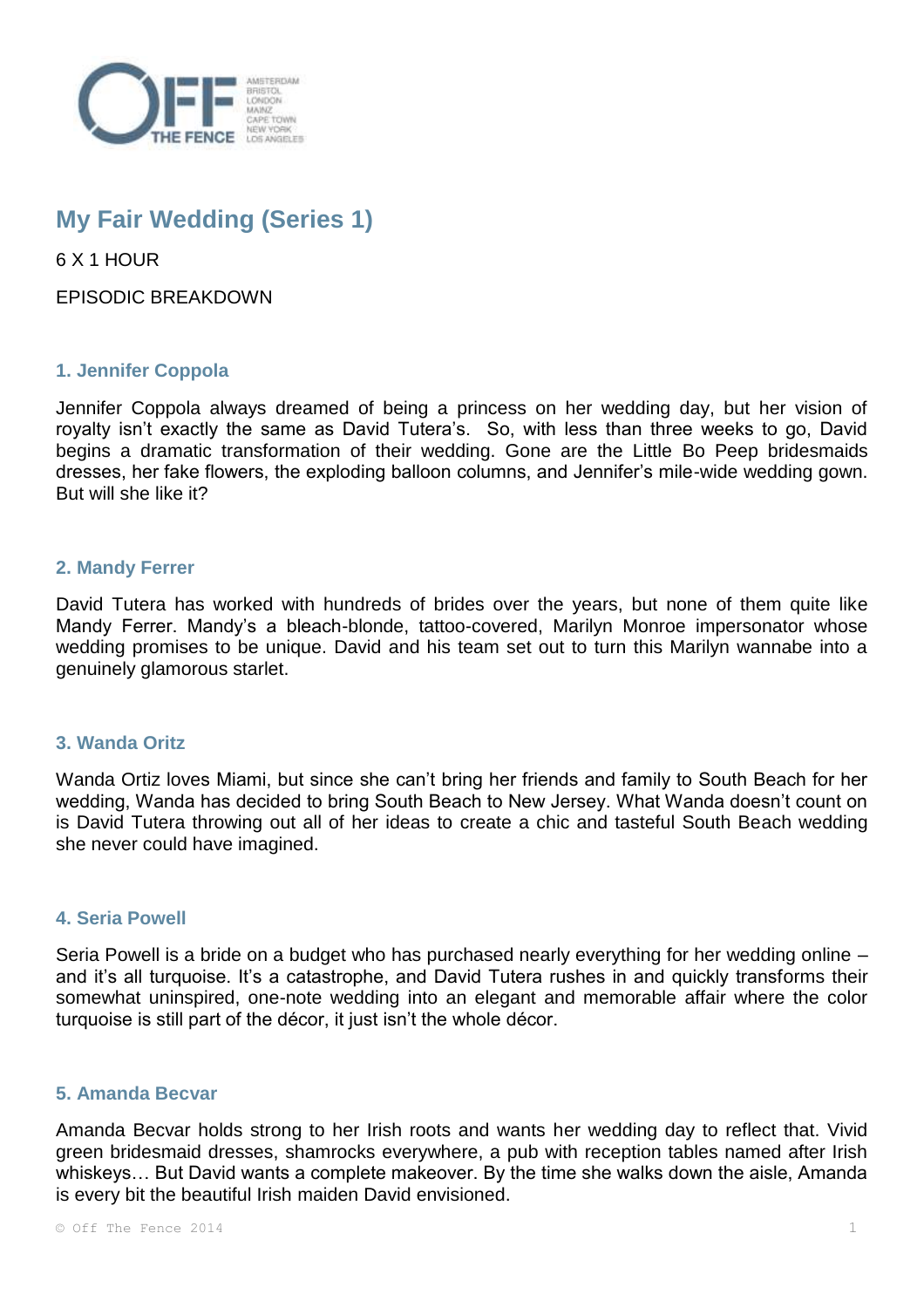# My Fair Wedding (Series 1)

6 X 1 HOUR

EPISODIC BREAKDOWN

### 1. Jennifer Coppola

Jennifer Coppola always dreamed of being a princess on her wedding day, but her vision of royalty isn't exactly the same as David Tutera's. So, with less than three weeks to go, David begins a dramatic transformation of their wedding. Gone are the Little Bo Peep bridesmaids dresses, her fake flowers, the exploding balloon columns, and Jennifer's mile-wide wedding gown. But will she like it?

### 2. Mandy Ferrer

David Tutera has worked with hundreds of brides over the years, but none of them quite like Mandy Ferrer. Mandy's a bleach-blonde, tattoo-covered, Marilyn Monroe impersonator whose wedding promises to be unique. David and his team set out to turn this Marilyn wannabe into a genuinely glamorous starlet.

### 3. Wanda Oritz

Wanda Ortiz loves Miami, but since she can't bring her friends and family to South Beach for her wedding, Wanda has decided to bring South Beach to New Jersey. What Wanda doesn't count on is David Tutera throwing out all of her ideas to create a chic and tasteful South Beach wedding she never could have imagined.

### 4. Seria Powell

Seria Powell is a bride on a budget who has purchased nearly everything for her wedding online – and it's all turquoise. It's a catastrophe, and David Tutera rushes in and quickly transforms their somewhat uninspired, one-note wedding into an elegant and memorable affair where the color turquoise is still part of the décor, it just isn't the whole décor.

### 5. Amanda Becvar

Amanda Becvar holds strong to her Irish roots and wants her wedding day to reflect that. Vivid green bridesmaid dresses, shamrocks everywhere, a pub with reception tables named after Irish whiskeys… But David wants a complete makeover. By the time she walks down the aisle, Amanda is every bit the beautiful Irish maiden David envisioned.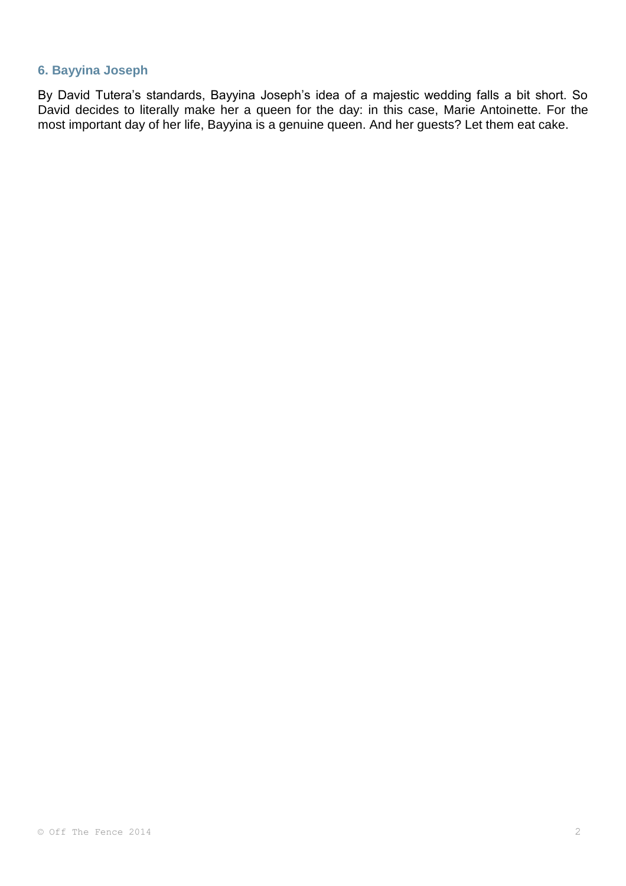### 6. Bayyina Joseph

By David Tutera's standards, Bayyina Joseph's idea of a majestic wedding falls a bit short. So David decides to literally make her a queen for the day: in this case, Marie Antoinette. For the most important day of her life, Bayyina is a genuine queen. And her guests? Let them eat cake.